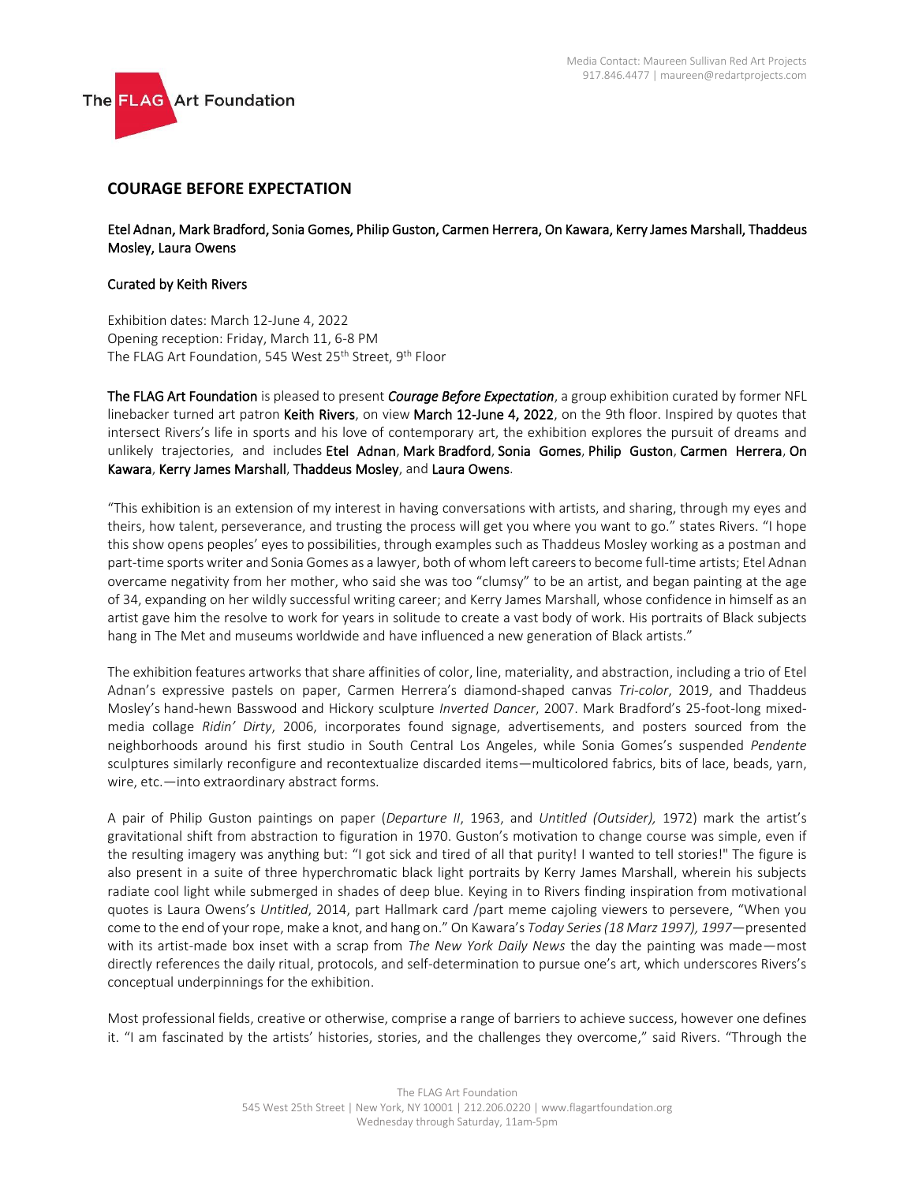Media Contact: Maureen Sullivan Red Art Projects
917.846.4477 | maureen@redartprojects.com

The FLAG Art Foundation

# COURAGE BEFORE EXPECTATION

Etel Adnan, Mark Bradford, Sonia Gomes, Philip Guston, Carmen Herrera, On Kawara, Kerry James Marshall, Thaddeus Mosley, Laura Owens

Curated by Keith Rivers

Exhibition dates: March 12-June 4, 2022
Opening reception: Friday, March 11, 6-8 PM
The FLAG Art Foundation, 545 West 25th Street, 9th Floor

**The FLAG Art Foundation** is pleased to present ***Courage Before Expectation***, a group exhibition curated by former NFL linebacker turned art patron **Keith Rivers**, on view **March 12-June 4, 2022**, on the 9th floor. Inspired by quotes that intersect Rivers's life in sports and his love of contemporary art, the exhibition explores the pursuit of dreams and unlikely trajectories, and includes **Etel Adnan**, **Mark Bradford**, **Sonia Gomes**, **Philip Guston**, **Carmen Herrera**, **On Kawara**, **Kerry James Marshall**, **Thaddeus Mosley**, and **Laura Owens**.

"This exhibition is an extension of my interest in having conversations with artists, and sharing, through my eyes and theirs, how talent, perseverance, and trusting the process will get you where you want to go." states Rivers. "I hope this show opens peoples' eyes to possibilities, through examples such as Thaddeus Mosley working as a postman and part-time sports writer and Sonia Gomes as a lawyer, both of whom left careers to become full-time artists; Etel Adnan overcame negativity from her mother, who said she was too "clumsy" to be an artist, and began painting at the age of 34, expanding on her wildly successful writing career; and Kerry James Marshall, whose confidence in himself as an artist gave him the resolve to work for years in solitude to create a vast body of work. His portraits of Black subjects hang in The Met and museums worldwide and have influenced a new generation of Black artists."

The exhibition features artworks that share affinities of color, line, materiality, and abstraction, including a trio of Etel Adnan's expressive pastels on paper, Carmen Herrera's diamond-shaped canvas *Tri-color*, 2019, and Thaddeus Mosley's hand-hewn Basswood and Hickory sculpture *Inverted Dancer*, 2007. Mark Bradford's 25-foot-long mixed-media collage *Ridin' Dirty*, 2006, incorporates found signage, advertisements, and posters sourced from the neighborhoods around his first studio in South Central Los Angeles, while Sonia Gomes's suspended *Pendente* sculptures similarly reconfigure and recontextualize discarded items—multicolored fabrics, bits of lace, beads, yarn, wire, etc.—into extraordinary abstract forms.

A pair of Philip Guston paintings on paper (*Departure II*, 1963, and *Untitled (Outsider),* 1972) mark the artist's gravitational shift from abstraction to figuration in 1970. Guston's motivation to change course was simple, even if the resulting imagery was anything but: "I got sick and tired of all that purity! I wanted to tell stories!" The figure is also present in a suite of three hyperchromatic black light portraits by Kerry James Marshall, wherein his subjects radiate cool light while submerged in shades of deep blue. Keying in to Rivers finding inspiration from motivational quotes is Laura Owens's *Untitled*, 2014, part Hallmark card /part meme cajoling viewers to persevere, "When you come to the end of your rope, make a knot, and hang on." On Kawara's *Today Series (18 Marz 1997), 1997*—presented with its artist-made box inset with a scrap from *The New York Daily News* the day the painting was made—most directly references the daily ritual, protocols, and self-determination to pursue one's art, which underscores Rivers's conceptual underpinnings for the exhibition.

Most professional fields, creative or otherwise, comprise a range of barriers to achieve success, however one defines it. "I am fascinated by the artists' histories, stories, and the challenges they overcome," said Rivers. "Through the

The FLAG Art Foundation
545 West 25th Street | New York, NY 10001 | 212.206.0220 | www.flagartfoundation.org
Wednesday through Saturday, 11am-5pm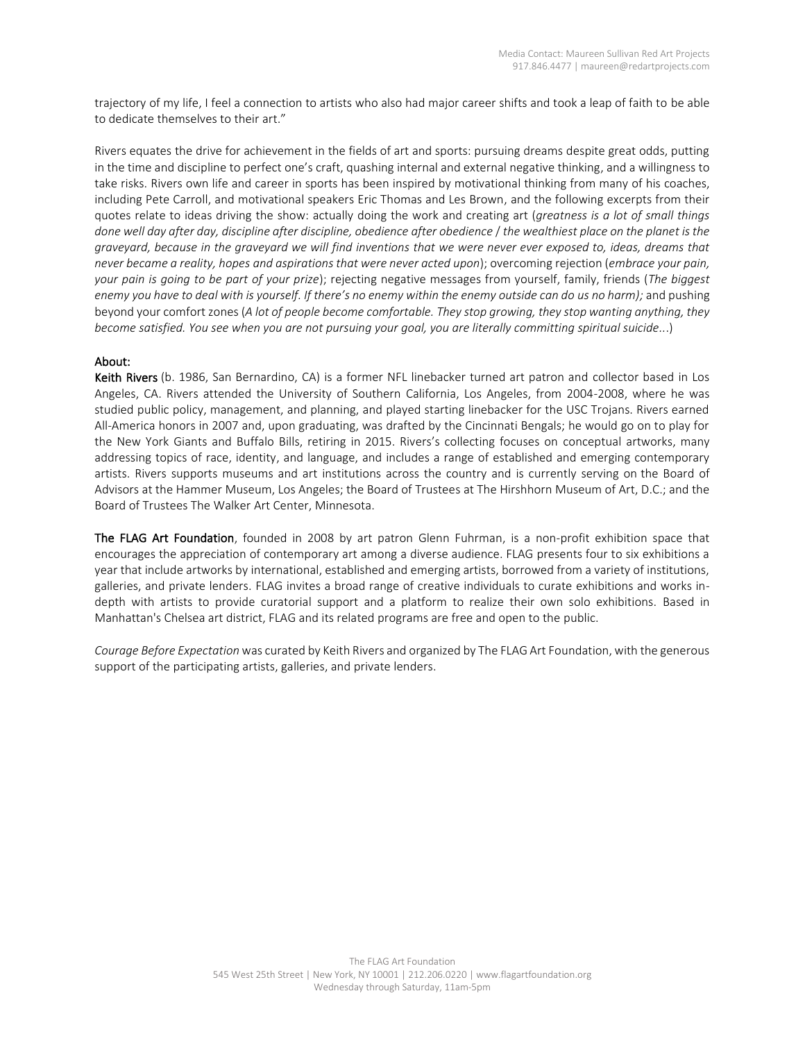trajectory of my life, I feel a connection to artists who also had major career shifts and took a leap of faith to be able to dedicate themselves to their art."

Rivers equates the drive for achievement in the fields of art and sports: pursuing dreams despite great odds, putting in the time and discipline to perfect one's craft, quashing internal and external negative thinking, and a willingness to take risks. Rivers own life and career in sports has been inspired by motivational thinking from many of his coaches, including Pete Carroll, and motivational speakers Eric Thomas and Les Brown, and the following excerpts from their quotes relate to ideas driving the show: actually doing the work and creating art (*greatness is a lot of small things done well day after day, discipline after discipline, obedience after obedience* / *the wealthiest place on the planet is the graveyard, because in the graveyard we will find inventions that we were never ever exposed to, ideas, dreams that never became a reality, hopes and aspirations that were never acted upon*); overcoming rejection (*embrace your pain, your pain is going to be part of your prize*); rejecting negative messages from yourself, family, friends (*The biggest enemy you have to deal with is yourself. If there's no enemy within the enemy outside can do us no harm);* and pushing beyond your comfort zones (*A lot of people become comfortable. They stop growing, they stop wanting anything, they become satisfied. You see when you are not pursuing your goal, you are literally committing spiritual suicide...*)

**About:**

**Keith Rivers** (b. 1986, San Bernardino, CA) is a former NFL linebacker turned art patron and collector based in Los Angeles, CA. Rivers attended the University of Southern California, Los Angeles, from 2004-2008, where he was studied public policy, management, and planning, and played starting linebacker for the USC Trojans. Rivers earned All-America honors in 2007 and, upon graduating, was drafted by the Cincinnati Bengals; he would go on to play for the New York Giants and Buffalo Bills, retiring in 2015. Rivers's collecting focuses on conceptual artworks, many addressing topics of race, identity, and language, and includes a range of established and emerging contemporary artists. Rivers supports museums and art institutions across the country and is currently serving on the Board of Advisors at the Hammer Museum, Los Angeles; the Board of Trustees at The Hirshhorn Museum of Art, D.C.; and the Board of Trustees The Walker Art Center, Minnesota.

**The FLAG Art Foundation**, founded in 2008 by art patron Glenn Fuhrman, is a non-profit exhibition space that encourages the appreciation of contemporary art among a diverse audience. FLAG presents four to six exhibitions a year that include artworks by international, established and emerging artists, borrowed from a variety of institutions, galleries, and private lenders. FLAG invites a broad range of creative individuals to curate exhibitions and works in-depth with artists to provide curatorial support and a platform to realize their own solo exhibitions. Based in Manhattan's Chelsea art district, FLAG and its related programs are free and open to the public.

*Courage Before Expectation* was curated by Keith Rivers and organized by The FLAG Art Foundation, with the generous support of the participating artists, galleries, and private lenders.